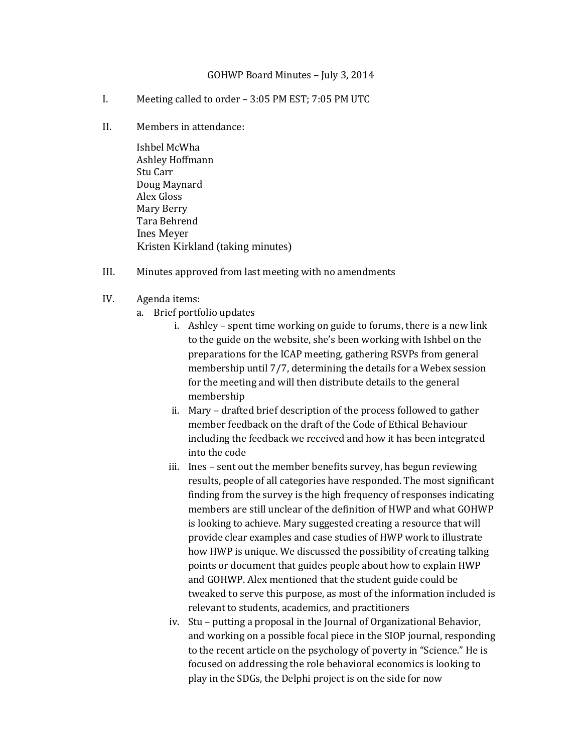# GOHWP Board Minutes – July 3, 2014

I. Meeting called to order – 3:05 PM EST; 7:05 PM UTC

II. Members in attendance:

Ishbel McWha
Ashley Hoffmann
Stu Carr
Doug Maynard
Alex Gloss
Mary Berry
Tara Behrend
Ines Meyer
Kristen Kirkland (taking minutes)

III. Minutes approved from last meeting with no amendments

IV. Agenda items:

a. Brief portfolio updates

i. Ashley – spent time working on guide to forums, there is a new link to the guide on the website, she's been working with Ishbel on the preparations for the ICAP meeting, gathering RSVPs from general membership until 7/7, determining the details for a Webex session for the meeting and will then distribute details to the general membership

ii. Mary – drafted brief description of the process followed to gather member feedback on the draft of the Code of Ethical Behaviour including the feedback we received and how it has been integrated into the code

iii. Ines – sent out the member benefits survey, has begun reviewing results, people of all categories have responded. The most significant finding from the survey is the high frequency of responses indicating members are still unclear of the definition of HWP and what GOHWP is looking to achieve. Mary suggested creating a resource that will provide clear examples and case studies of HWP work to illustrate how HWP is unique. We discussed the possibility of creating talking points or document that guides people about how to explain HWP and GOHWP. Alex mentioned that the student guide could be tweaked to serve this purpose, as most of the information included is relevant to students, academics, and practitioners

iv. Stu – putting a proposal in the Journal of Organizational Behavior, and working on a possible focal piece in the SIOP journal, responding to the recent article on the psychology of poverty in "Science." He is focused on addressing the role behavioral economics is looking to play in the SDGs, the Delphi project is on the side for now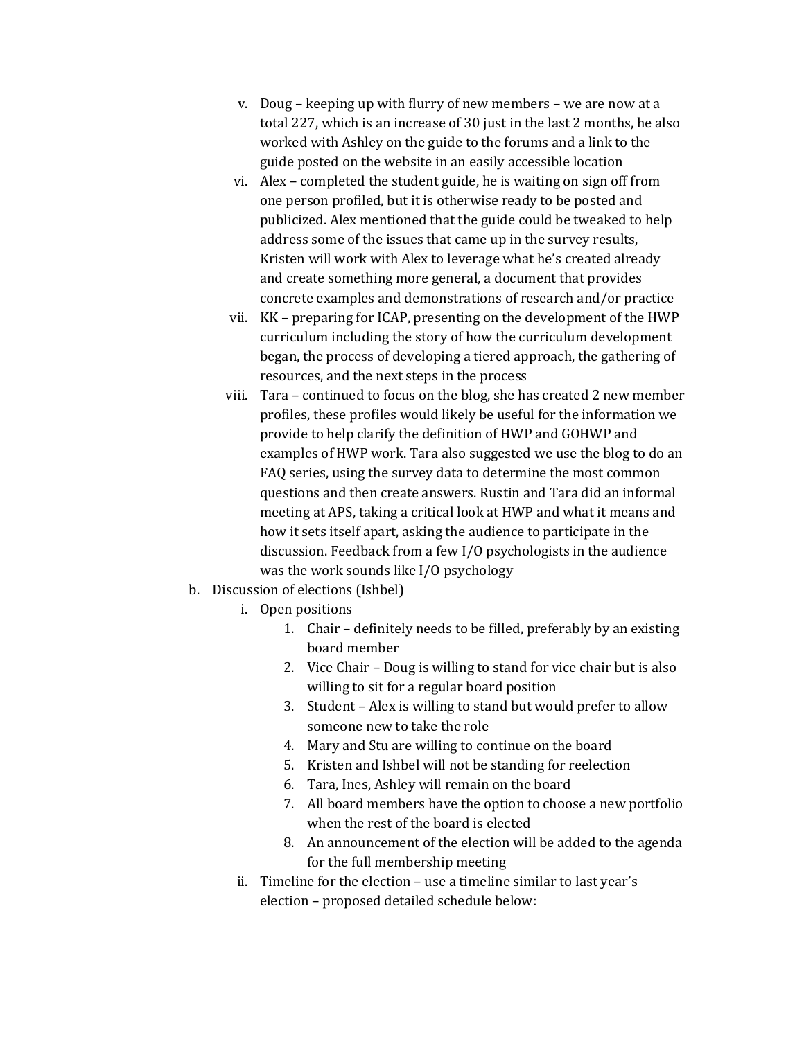v. Doug – keeping up with flurry of new members – we are now at a total 227, which is an increase of 30 just in the last 2 months, he also worked with Ashley on the guide to the forums and a link to the guide posted on the website in an easily accessible location

   vi. Alex – completed the student guide, he is waiting on sign off from one person profiled, but it is otherwise ready to be posted and publicized. Alex mentioned that the guide could be tweaked to help address some of the issues that came up in the survey results, Kristen will work with Alex to leverage what he's created already and create something more general, a document that provides concrete examples and demonstrations of research and/or practice

   vii. KK – preparing for ICAP, presenting on the development of the HWP curriculum including the story of how the curriculum development began, the process of developing a tiered approach, the gathering of resources, and the next steps in the process

   viii. Tara – continued to focus on the blog, she has created 2 new member profiles, these profiles would likely be useful for the information we provide to help clarify the definition of HWP and GOHWP and examples of HWP work. Tara also suggested we use the blog to do an FAQ series, using the survey data to determine the most common questions and then create answers. Rustin and Tara did an informal meeting at APS, taking a critical look at HWP and what it means and how it sets itself apart, asking the audience to participate in the discussion. Feedback from a few I/O psychologists in the audience was the work sounds like I/O psychology

b. Discussion of elections (Ishbel)

   i. Open positions

      1. Chair – definitely needs to be filled, preferably by an existing board member
      2. Vice Chair – Doug is willing to stand for vice chair but is also willing to sit for a regular board position
      3. Student – Alex is willing to stand but would prefer to allow someone new to take the role
      4. Mary and Stu are willing to continue on the board
      5. Kristen and Ishbel will not be standing for reelection
      6. Tara, Ines, Ashley will remain on the board
      7. All board members have the option to choose a new portfolio when the rest of the board is elected
      8. An announcement of the election will be added to the agenda for the full membership meeting

   ii. Timeline for the election – use a timeline similar to last year's election – proposed detailed schedule below: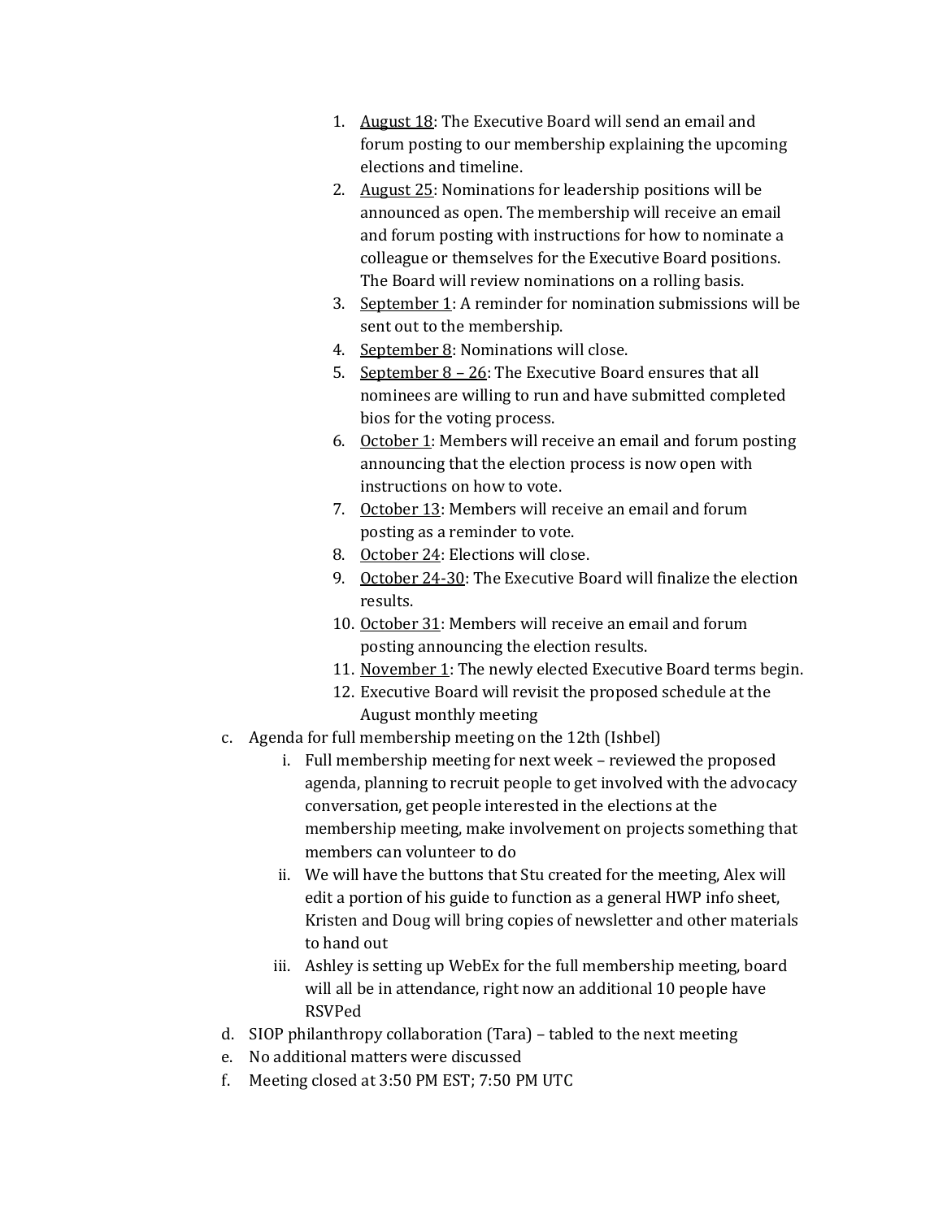1. August 18: The Executive Board will send an email and forum posting to our membership explaining the upcoming elections and timeline.
2. August 25: Nominations for leadership positions will be announced as open. The membership will receive an email and forum posting with instructions for how to nominate a colleague or themselves for the Executive Board positions. The Board will review nominations on a rolling basis.
3. September 1: A reminder for nomination submissions will be sent out to the membership.
4. September 8: Nominations will close.
5. September 8 – 26: The Executive Board ensures that all nominees are willing to run and have submitted completed bios for the voting process.
6. October 1: Members will receive an email and forum posting announcing that the election process is now open with instructions on how to vote.
7. October 13: Members will receive an email and forum posting as a reminder to vote.
8. October 24: Elections will close.
9. October 24-30: The Executive Board will finalize the election results.
10. October 31: Members will receive an email and forum posting announcing the election results.
11. November 1: The newly elected Executive Board terms begin.
12. Executive Board will revisit the proposed schedule at the August monthly meeting

c. Agenda for full membership meeting on the 12th (Ishbel)
   - i. Full membership meeting for next week – reviewed the proposed agenda, planning to recruit people to get involved with the advocacy conversation, get people interested in the elections at the membership meeting, make involvement on projects something that members can volunteer to do
   - ii. We will have the buttons that Stu created for the meeting, Alex will edit a portion of his guide to function as a general HWP info sheet, Kristen and Doug will bring copies of newsletter and other materials to hand out
   - iii. Ashley is setting up WebEx for the full membership meeting, board will all be in attendance, right now an additional 10 people have RSVPed

d. SIOP philanthropy collaboration (Tara) – tabled to the next meeting

e. No additional matters were discussed

f. Meeting closed at 3:50 PM EST; 7:50 PM UTC